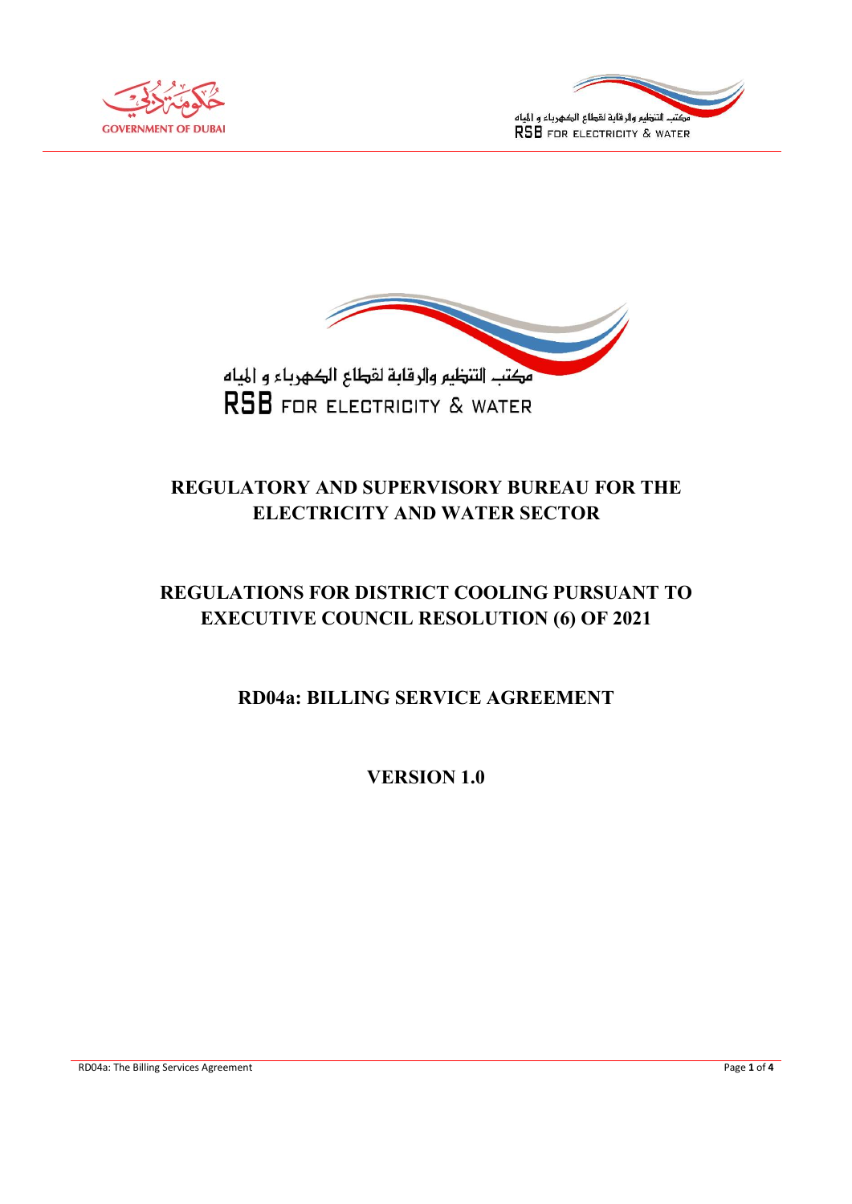# REGULATORY AND SUPERVISORY BUREAU FOR THE ELECTRICITY AND WATER SECTOR

## REGULATIONS FOR DISTRICT COOLING PURSUANT TO EXECUTIVE COUNCIL RESOLUTION (6) OF 2021

## RD04a: BILLING SERVICE AGREEMENT

## VERSION 1.0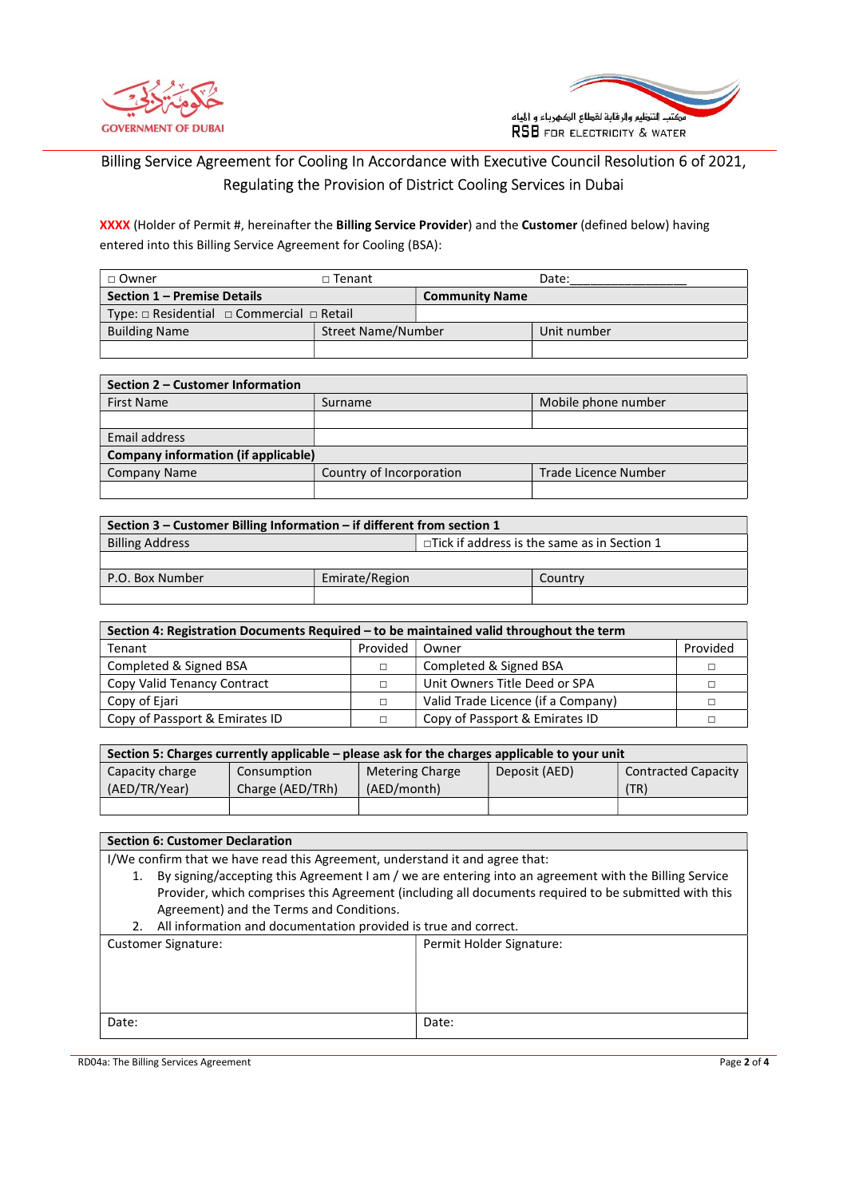Billing Service Agreement for Cooling In Accordance with Executive Council Resolution 6 of 2021, Regulating the Provision of District Cooling Services in Dubai

**XXXX** (Holder of Permit #, hereinafter the **Billing Service Provider**) and the **Customer** (defined below) having entered into this Billing Service Agreement for Cooling (BSA):

| □ Owner | □ Tenant | Date:_________________ |
|---|---|---|
| **Section 1 – Premise Details** | **Community Name** | |
| Type: □ Residential □ Commercial □ Retail | | |
| Building Name | Street Name/Number | Unit number |
| | | |

| **Section 2 – Customer Information** | | |
|---|---|---|
| First Name | Surname | Mobile phone number |
| | | |
| Email address | | |
| **Company information (if applicable)** | | |
| Company Name | Country of Incorporation | Trade Licence Number |
| | | |

| **Section 3 – Customer Billing Information – if different from section 1** | | |
|---|---|---|
| Billing Address | □Tick if address is the same as in Section 1 | |
| | | |
| P.O. Box Number | Emirate/Region | Country |
| | | |

| **Section 4: Registration Documents Required – to be maintained valid throughout the term** | | | |
|---|---|---|---|
| Tenant | Provided | Owner | Provided |
| Completed & Signed BSA | □ | Completed & Signed BSA | □ |
| Copy Valid Tenancy Contract | □ | Unit Owners Title Deed or SPA | □ |
| Copy of Ejari | □ | Valid Trade Licence (if a Company) | □ |
| Copy of Passport & Emirates ID | □ | Copy of Passport & Emirates ID | □ |

| **Section 5: Charges currently applicable – please ask for the charges applicable to your unit** | | | | |
|---|---|---|---|---|
| Capacity charge (AED/TR/Year) | Consumption Charge (AED/TRh) | Metering Charge (AED/month) | Deposit (AED) | Contracted Capacity (TR) |
| | | | | |

| **Section 6: Customer Declaration** | |
|---|---|
| I/We confirm that we have read this Agreement, understand it and agree that:<br>1. By signing/accepting this Agreement I am / we are entering into an agreement with the Billing Service Provider, which comprises this Agreement (including all documents required to be submitted with this Agreement) and the Terms and Conditions.<br>2. All information and documentation provided is true and correct. | |
| Customer Signature: | Permit Holder Signature: |
| Date: | Date: |

RD04a: The Billing Services Agreement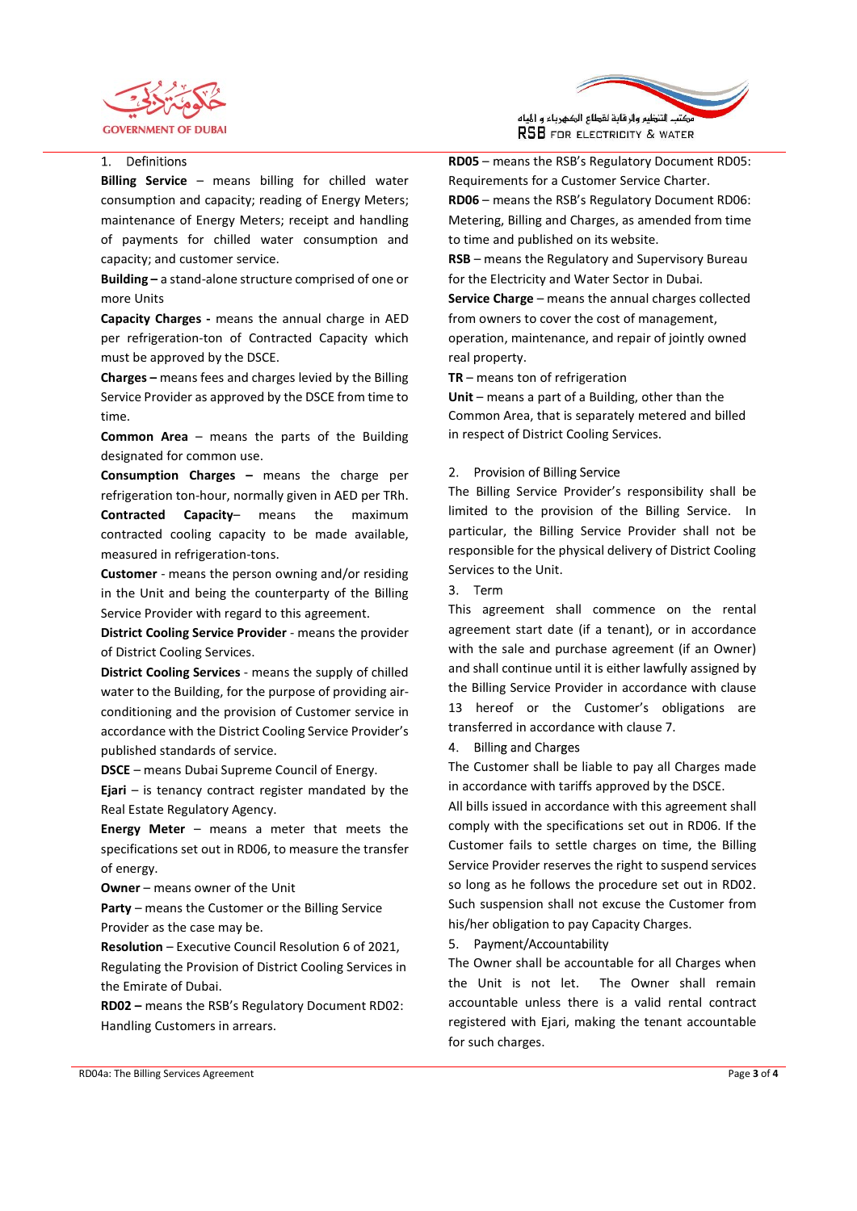## 1. Definitions

**Billing Service** – means billing for chilled water consumption and capacity; reading of Energy Meters; maintenance of Energy Meters; receipt and handling of payments for chilled water consumption and capacity; and customer service.

**Building –** a stand-alone structure comprised of one or more Units

**Capacity Charges -** means the annual charge in AED per refrigeration-ton of Contracted Capacity which must be approved by the DSCE.

**Charges –** means fees and charges levied by the Billing Service Provider as approved by the DSCE from time to time.

**Common Area** – means the parts of the Building designated for common use.

**Consumption Charges –** means the charge per refrigeration ton-hour, normally given in AED per TRh.

**Contracted Capacity**– means the maximum contracted cooling capacity to be made available, measured in refrigeration-tons.

**Customer** - means the person owning and/or residing in the Unit and being the counterparty of the Billing Service Provider with regard to this agreement.

**District Cooling Service Provider** - means the provider of District Cooling Services.

**District Cooling Services** - means the supply of chilled water to the Building, for the purpose of providing air-conditioning and the provision of Customer service in accordance with the District Cooling Service Provider's published standards of service.

**DSCE** – means Dubai Supreme Council of Energy.

**Ejari** – is tenancy contract register mandated by the Real Estate Regulatory Agency.

**Energy Meter** – means a meter that meets the specifications set out in RD06, to measure the transfer of energy.

**Owner** – means owner of the Unit

**Party** – means the Customer or the Billing Service Provider as the case may be.

**Resolution** – Executive Council Resolution 6 of 2021, Regulating the Provision of District Cooling Services in the Emirate of Dubai.

**RD02 –** means the RSB's Regulatory Document RD02: Handling Customers in arrears.

**RD05** – means the RSB's Regulatory Document RD05: Requirements for a Customer Service Charter.

**RD06** – means the RSB's Regulatory Document RD06: Metering, Billing and Charges, as amended from time to time and published on its website.

**RSB** – means the Regulatory and Supervisory Bureau for the Electricity and Water Sector in Dubai.

**Service Charge** – means the annual charges collected from owners to cover the cost of management, operation, maintenance, and repair of jointly owned real property.

**TR** – means ton of refrigeration

**Unit** – means a part of a Building, other than the Common Area, that is separately metered and billed in respect of District Cooling Services.

## 2. Provision of Billing Service

The Billing Service Provider's responsibility shall be limited to the provision of the Billing Service. In particular, the Billing Service Provider shall not be responsible for the physical delivery of District Cooling Services to the Unit.

## 3. Term

This agreement shall commence on the rental agreement start date (if a tenant), or in accordance with the sale and purchase agreement (if an Owner) and shall continue until it is either lawfully assigned by the Billing Service Provider in accordance with clause 13 hereof or the Customer's obligations are transferred in accordance with clause 7.

## 4. Billing and Charges

The Customer shall be liable to pay all Charges made in accordance with tariffs approved by the DSCE.

All bills issued in accordance with this agreement shall comply with the specifications set out in RD06. If the Customer fails to settle charges on time, the Billing Service Provider reserves the right to suspend services so long as he follows the procedure set out in RD02. Such suspension shall not excuse the Customer from his/her obligation to pay Capacity Charges.

## 5. Payment/Accountability

The Owner shall be accountable for all Charges when the Unit is not let. The Owner shall remain accountable unless there is a valid rental contract registered with Ejari, making the tenant accountable for such charges.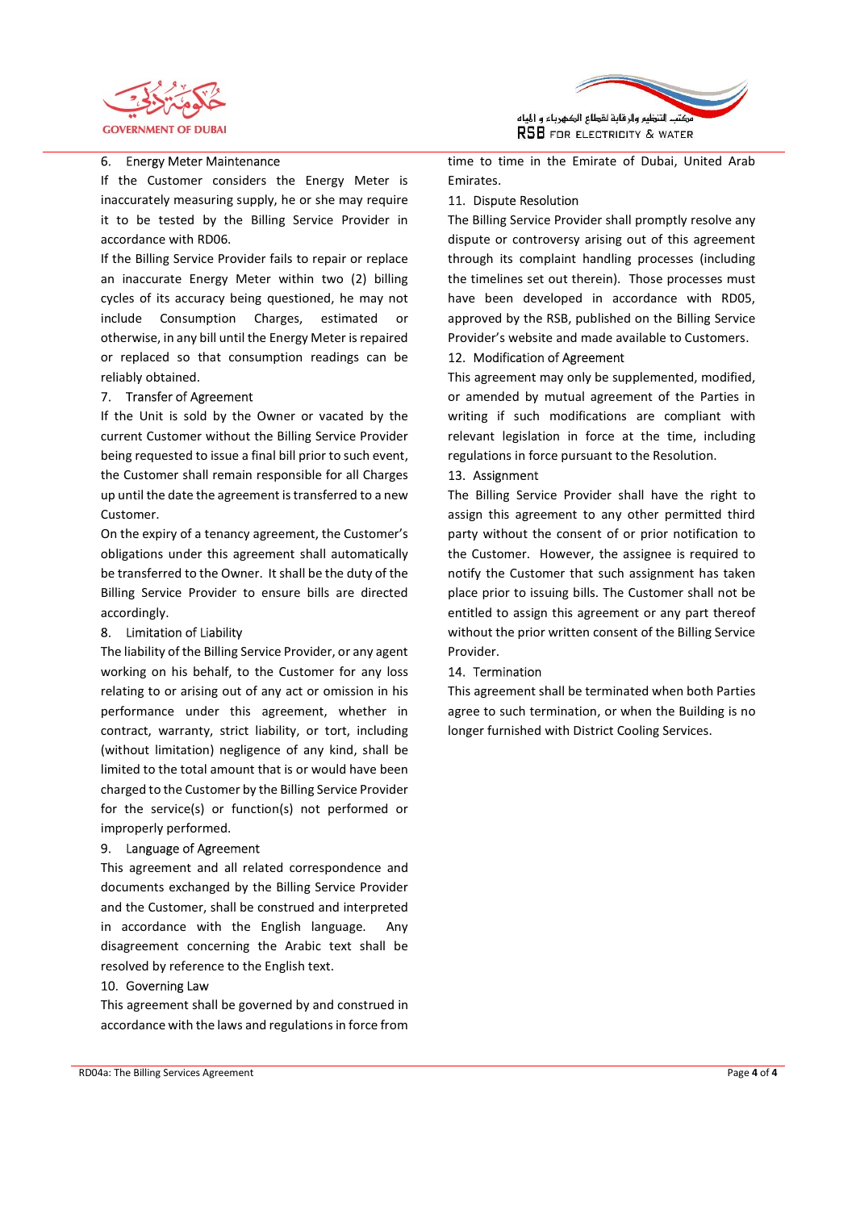6. Energy Meter Maintenance

If the Customer considers the Energy Meter is inaccurately measuring supply, he or she may require it to be tested by the Billing Service Provider in accordance with RD06.

If the Billing Service Provider fails to repair or replace an inaccurate Energy Meter within two (2) billing cycles of its accuracy being questioned, he may not include Consumption Charges, estimated or otherwise, in any bill until the Energy Meter is repaired or replaced so that consumption readings can be reliably obtained.

7. Transfer of Agreement

If the Unit is sold by the Owner or vacated by the current Customer without the Billing Service Provider being requested to issue a final bill prior to such event, the Customer shall remain responsible for all Charges up until the date the agreement is transferred to a new Customer.

On the expiry of a tenancy agreement, the Customer's obligations under this agreement shall automatically be transferred to the Owner. It shall be the duty of the Billing Service Provider to ensure bills are directed accordingly.

8. Limitation of Liability

The liability of the Billing Service Provider, or any agent working on his behalf, to the Customer for any loss relating to or arising out of any act or omission in his performance under this agreement, whether in contract, warranty, strict liability, or tort, including (without limitation) negligence of any kind, shall be limited to the total amount that is or would have been charged to the Customer by the Billing Service Provider for the service(s) or function(s) not performed or improperly performed.

9. Language of Agreement

This agreement and all related correspondence and documents exchanged by the Billing Service Provider and the Customer, shall be construed and interpreted in accordance with the English language. Any disagreement concerning the Arabic text shall be resolved by reference to the English text.

10. Governing Law

This agreement shall be governed by and construed in accordance with the laws and regulations in force from time to time in the Emirate of Dubai, United Arab Emirates.

11. Dispute Resolution

The Billing Service Provider shall promptly resolve any dispute or controversy arising out of this agreement through its complaint handling processes (including the timelines set out therein). Those processes must have been developed in accordance with RD05, approved by the RSB, published on the Billing Service Provider's website and made available to Customers.

12. Modification of Agreement

This agreement may only be supplemented, modified, or amended by mutual agreement of the Parties in writing if such modifications are compliant with relevant legislation in force at the time, including regulations in force pursuant to the Resolution.

13. Assignment

The Billing Service Provider shall have the right to assign this agreement to any other permitted third party without the consent of or prior notification to the Customer. However, the assignee is required to notify the Customer that such assignment has taken place prior to issuing bills. The Customer shall not be entitled to assign this agreement or any part thereof without the prior written consent of the Billing Service Provider.

14. Termination

This agreement shall be terminated when both Parties agree to such termination, or when the Building is no longer furnished with District Cooling Services.